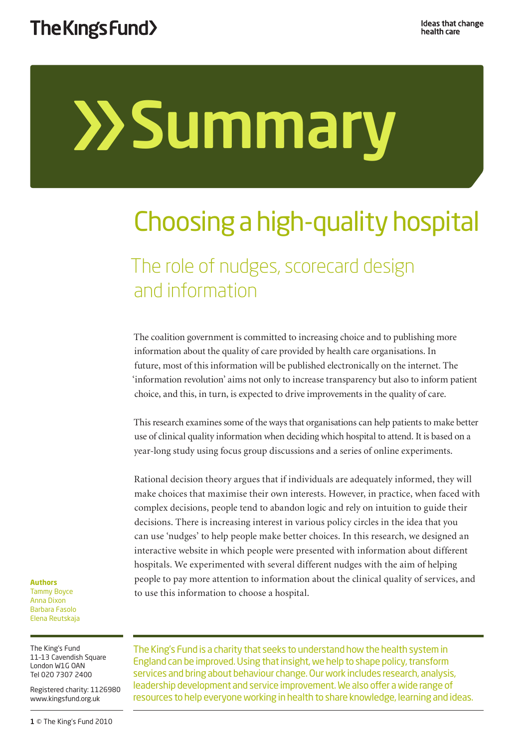The King's Fund

Ideas that change health care

# Summary

# Choosing a high-quality hospital

## The role of nudges, scorecard design and information

The coalition government is committed to increasing choice and to publishing more information about the quality of care provided by health care organisations. In future, most of this information will be published electronically on the internet. The 'information revolution' aims not only to increase transparency but also to inform patient choice, and this, in turn, is expected to drive improvements in the quality of care.

This research examines some of the ways that organisations can help patients to make better use of clinical quality information when deciding which hospital to attend. It is based on a year-long study using focus group discussions and a series of online experiments.

Rational decision theory argues that if individuals are adequately informed, they will make choices that maximise their own interests. However, in practice, when faced with complex decisions, people tend to abandon logic and rely on intuition to guide their decisions. There is increasing interest in various policy circles in the idea that you can use 'nudges' to help people make better choices. In this research, we designed an interactive website in which people were presented with information about different hospitals. We experimented with several different nudges with the aim of helping people to pay more attention to information about the clinical quality of services, and to use this information to choose a hospital.

**Authors**
Tammy Boyce
Anna Dixon
Barbara Fasolo
Elena Reutskaja

The King's Fund
11–13 Cavendish Square
London W1G 0AN
Tel 020 7307 2400

Registered charity: 1126980
www.kingsfund.org.uk

The King's Fund is a charity that seeks to understand how the health system in England can be improved. Using that insight, we help to shape policy, transform services and bring about behaviour change. Our work includes research, analysis, leadership development and service improvement. We also offer a wide range of resources to help everyone working in health to share knowledge, learning and ideas.

© The King's Fund 2010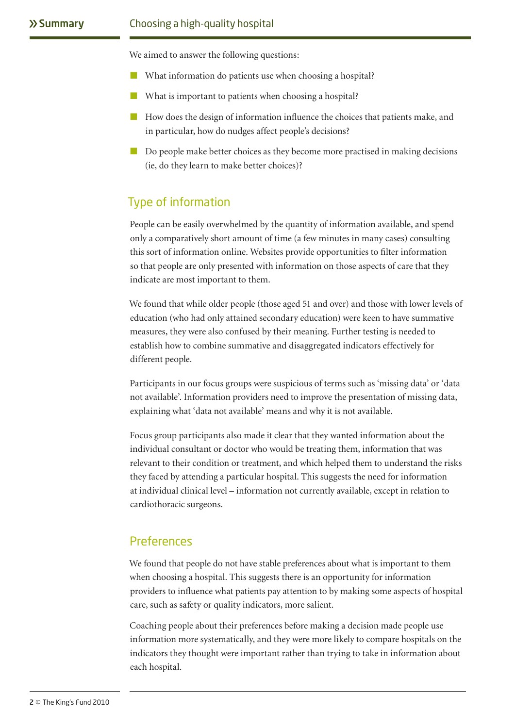We aimed to answer the following questions:

- What information do patients use when choosing a hospital?
- What is important to patients when choosing a hospital?
- How does the design of information influence the choices that patients make, and in particular, how do nudges affect people's decisions?
- Do people make better choices as they become more practised in making decisions (ie, do they learn to make better choices)?

## Type of information

People can be easily overwhelmed by the quantity of information available, and spend only a comparatively short amount of time (a few minutes in many cases) consulting this sort of information online. Websites provide opportunities to filter information so that people are only presented with information on those aspects of care that they indicate are most important to them.

We found that while older people (those aged 51 and over) and those with lower levels of education (who had only attained secondary education) were keen to have summative measures, they were also confused by their meaning. Further testing is needed to establish how to combine summative and disaggregated indicators effectively for different people.

Participants in our focus groups were suspicious of terms such as 'missing data' or 'data not available'. Information providers need to improve the presentation of missing data, explaining what 'data not available' means and why it is not available.

Focus group participants also made it clear that they wanted information about the individual consultant or doctor who would be treating them, information that was relevant to their condition or treatment, and which helped them to understand the risks they faced by attending a particular hospital. This suggests the need for information at individual clinical level – information not currently available, except in relation to cardiothoracic surgeons.

## Preferences

We found that people do not have stable preferences about what is important to them when choosing a hospital. This suggests there is an opportunity for information providers to influence what patients pay attention to by making some aspects of hospital care, such as safety or quality indicators, more salient.

Coaching people about their preferences before making a decision made people use information more systematically, and they were more likely to compare hospitals on the indicators they thought were important rather than trying to take in information about each hospital.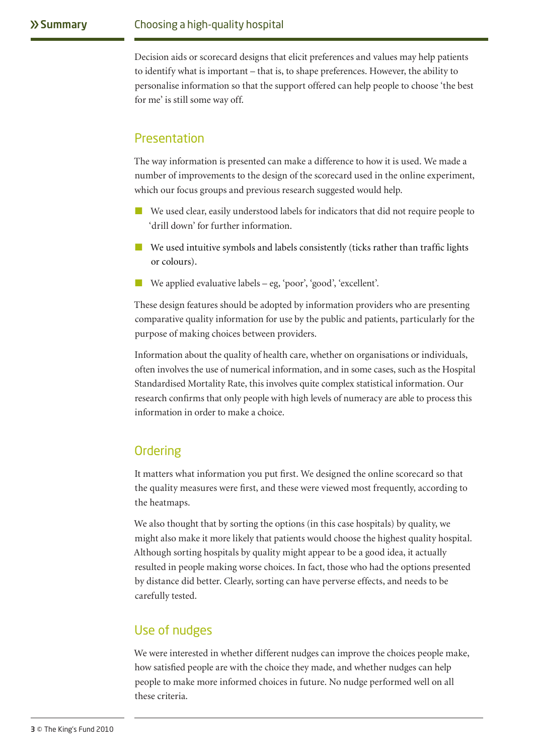Decision aids or scorecard designs that elicit preferences and values may help patients to identify what is important – that is, to shape preferences. However, the ability to personalise information so that the support offered can help people to choose 'the best for me' is still some way off.

## Presentation

The way information is presented can make a difference to how it is used. We made a number of improvements to the design of the scorecard used in the online experiment, which our focus groups and previous research suggested would help.

- We used clear, easily understood labels for indicators that did not require people to 'drill down' for further information.
- We used intuitive symbols and labels consistently (ticks rather than traffic lights or colours).
- We applied evaluative labels – eg, 'poor', 'good', 'excellent'.

These design features should be adopted by information providers who are presenting comparative quality information for use by the public and patients, particularly for the purpose of making choices between providers.

Information about the quality of health care, whether on organisations or individuals, often involves the use of numerical information, and in some cases, such as the Hospital Standardised Mortality Rate, this involves quite complex statistical information. Our research confirms that only people with high levels of numeracy are able to process this information in order to make a choice.

## Ordering

It matters what information you put first. We designed the online scorecard so that the quality measures were first, and these were viewed most frequently, according to the heatmaps.

We also thought that by sorting the options (in this case hospitals) by quality, we might also make it more likely that patients would choose the highest quality hospital. Although sorting hospitals by quality might appear to be a good idea, it actually resulted in people making worse choices. In fact, those who had the options presented by distance did better. Clearly, sorting can have perverse effects, and needs to be carefully tested.

## Use of nudges

We were interested in whether different nudges can improve the choices people make, how satisfied people are with the choice they made, and whether nudges can help people to make more informed choices in future. No nudge performed well on all these criteria.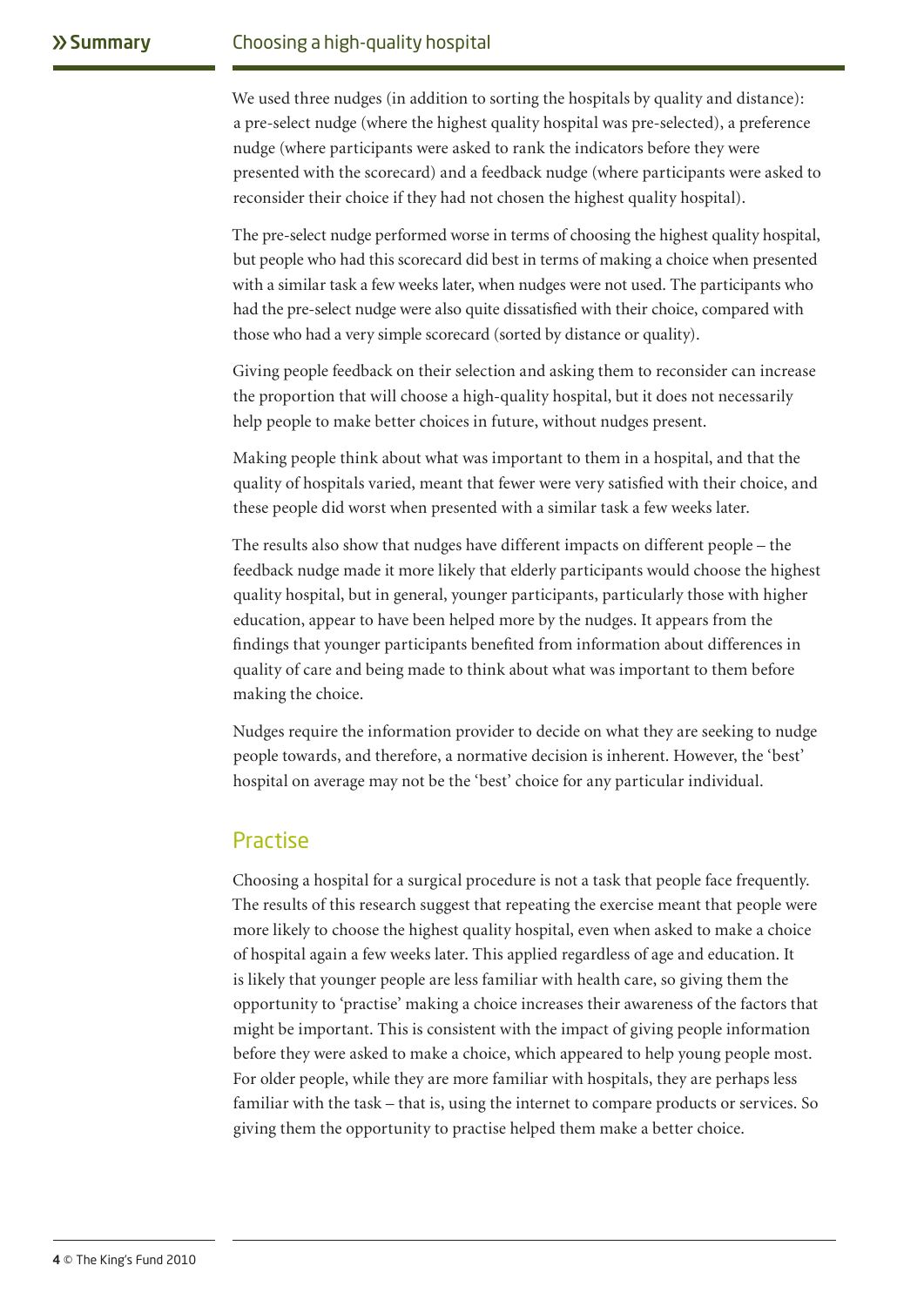We used three nudges (in addition to sorting the hospitals by quality and distance): a pre-select nudge (where the highest quality hospital was pre-selected), a preference nudge (where participants were asked to rank the indicators before they were presented with the scorecard) and a feedback nudge (where participants were asked to reconsider their choice if they had not chosen the highest quality hospital).

The pre-select nudge performed worse in terms of choosing the highest quality hospital, but people who had this scorecard did best in terms of making a choice when presented with a similar task a few weeks later, when nudges were not used. The participants who had the pre-select nudge were also quite dissatisfied with their choice, compared with those who had a very simple scorecard (sorted by distance or quality).

Giving people feedback on their selection and asking them to reconsider can increase the proportion that will choose a high-quality hospital, but it does not necessarily help people to make better choices in future, without nudges present.

Making people think about what was important to them in a hospital, and that the quality of hospitals varied, meant that fewer were very satisfied with their choice, and these people did worst when presented with a similar task a few weeks later.

The results also show that nudges have different impacts on different people – the feedback nudge made it more likely that elderly participants would choose the highest quality hospital, but in general, younger participants, particularly those with higher education, appear to have been helped more by the nudges. It appears from the findings that younger participants benefited from information about differences in quality of care and being made to think about what was important to them before making the choice.

Nudges require the information provider to decide on what they are seeking to nudge people towards, and therefore, a normative decision is inherent. However, the 'best' hospital on average may not be the 'best' choice for any particular individual.

## Practise

Choosing a hospital for a surgical procedure is not a task that people face frequently. The results of this research suggest that repeating the exercise meant that people were more likely to choose the highest quality hospital, even when asked to make a choice of hospital again a few weeks later. This applied regardless of age and education. It is likely that younger people are less familiar with health care, so giving them the opportunity to 'practise' making a choice increases their awareness of the factors that might be important. This is consistent with the impact of giving people information before they were asked to make a choice, which appeared to help young people most. For older people, while they are more familiar with hospitals, they are perhaps less familiar with the task – that is, using the internet to compare products or services. So giving them the opportunity to practise helped them make a better choice.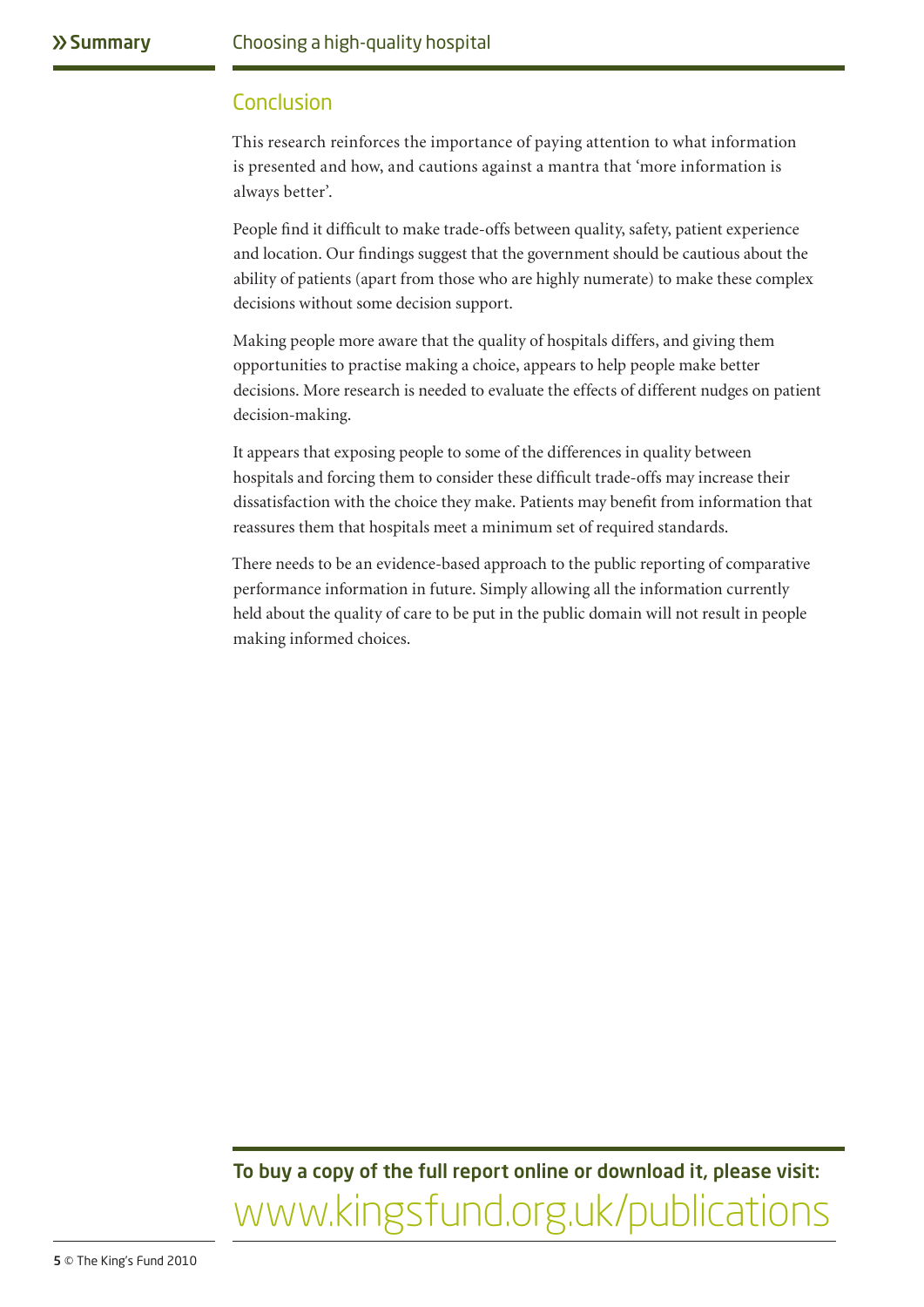## Conclusion

This research reinforces the importance of paying attention to what information is presented and how, and cautions against a mantra that 'more information is always better'.

People find it difficult to make trade-offs between quality, safety, patient experience and location. Our findings suggest that the government should be cautious about the ability of patients (apart from those who are highly numerate) to make these complex decisions without some decision support.

Making people more aware that the quality of hospitals differs, and giving them opportunities to practise making a choice, appears to help people make better decisions. More research is needed to evaluate the effects of different nudges on patient decision-making.

It appears that exposing people to some of the differences in quality between hospitals and forcing them to consider these difficult trade-offs may increase their dissatisfaction with the choice they make. Patients may benefit from information that reassures them that hospitals meet a minimum set of required standards.

There needs to be an evidence-based approach to the public reporting of comparative performance information in future. Simply allowing all the information currently held about the quality of care to be put in the public domain will not result in people making informed choices.

**To buy a copy of the full report online or download it, please visit:**

www.kingsfund.org.uk/publications

© The King's Fund 2010